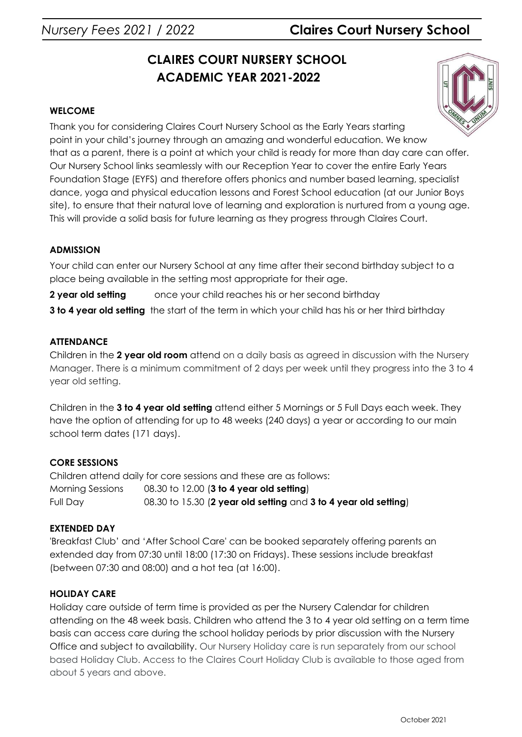# CLAIRES COURT NURSERY SCHOOL
## ACADEMIC YEAR 2021-2022

### WELCOME

Thank you for considering Claires Court Nursery School as the Early Years starting point in your child's journey through an amazing and wonderful education. We know that as a parent, there is a point at which your child is ready for more than day care can offer. Our Nursery School links seamlessly with our Reception Year to cover the entire Early Years Foundation Stage (EYFS) and therefore offers phonics and number based learning, specialist dance, yoga and physical education lessons and Forest School education (at our Junior Boys site), to ensure that their natural love of learning and exploration is nurtured from a young age. This will provide a solid basis for future learning as they progress through Claires Court.

### ADMISSION

Your child can enter our Nursery School at any time after their second birthday subject to a place being available in the setting most appropriate for their age.

**2 year old setting** once your child reaches his or her second birthday

**3 to 4 year old setting** the start of the term in which your child has his or her third birthday

### ATTENDANCE

Children in the **2 year old room** attend on a daily basis as agreed in discussion with the Nursery Manager. There is a minimum commitment of 2 days per week until they progress into the 3 to 4 year old setting.

Children in the **3 to 4 year old setting** attend either 5 Mornings or 5 Full Days each week. They have the option of attending for up to 48 weeks (240 days) a year or according to our main school term dates (171 days).

### CORE SESSIONS

Children attend daily for core sessions and these are as follows:

Morning Sessions 08.30 to 12.00 (**3 to 4 year old setting**)

Full Day 08.30 to 15.30 (**2 year old setting** and **3 to 4 year old setting**)

### EXTENDED DAY

'Breakfast Club' and 'After School Care' can be booked separately offering parents an extended day from 07:30 until 18:00 (17:30 on Fridays). These sessions include breakfast (between 07:30 and 08:00) and a hot tea (at 16:00).

### HOLIDAY CARE

Holiday care outside of term time is provided as per the Nursery Calendar for children attending on the 48 week basis. Children who attend the 3 to 4 year old setting on a term time basis can access care during the school holiday periods by prior discussion with the Nursery Office and subject to availability. Our Nursery Holiday care is run separately from our school based Holiday Club. Access to the Claires Court Holiday Club is available to those aged from about 5 years and above.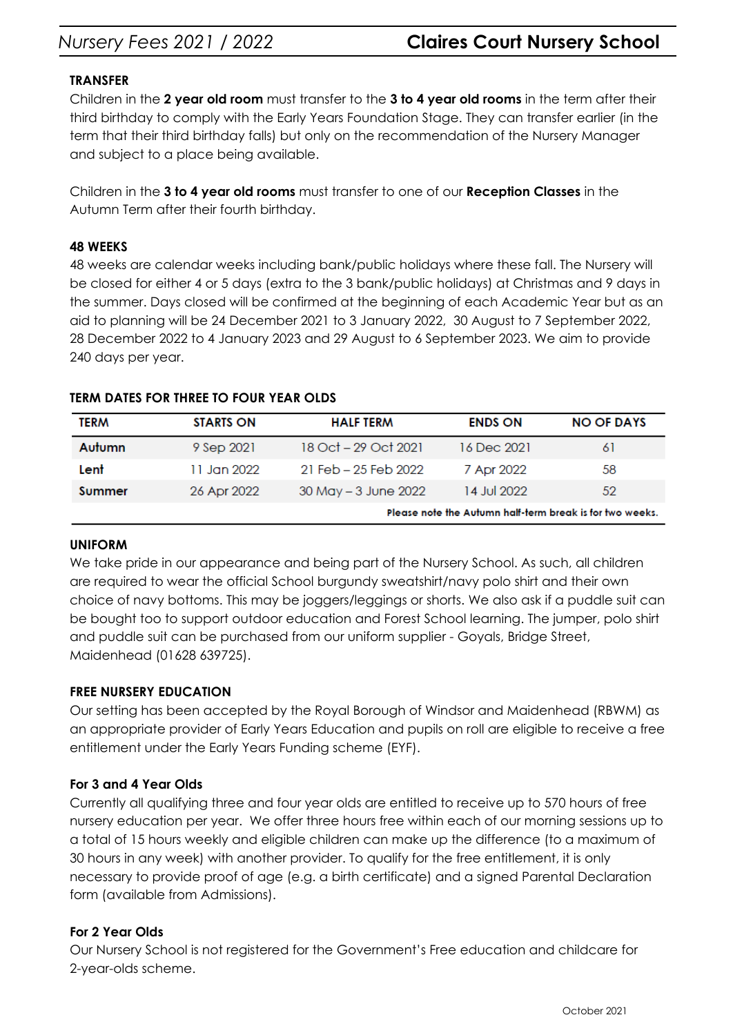### TRANSFER

Children in the **2 year old room** must transfer to the **3 to 4 year old rooms** in the term after their third birthday to comply with the Early Years Foundation Stage. They can transfer earlier (in the term that their third birthday falls) but only on the recommendation of the Nursery Manager and subject to a place being available.

Children in the **3 to 4 year old rooms** must transfer to one of our **Reception Classes** in the Autumn Term after their fourth birthday.

### 48 WEEKS

48 weeks are calendar weeks including bank/public holidays where these fall. The Nursery will be closed for either 4 or 5 days (extra to the 3 bank/public holidays) at Christmas and 9 days in the summer. Days closed will be confirmed at the beginning of each Academic Year but as an aid to planning will be 24 December 2021 to 3 January 2022, 30 August to 7 September 2022, 28 December 2022 to 4 January 2023 and 29 August to 6 September 2023. We aim to provide 240 days per year.

### TERM DATES FOR THREE TO FOUR YEAR OLDS

| TERM | STARTS ON | HALF TERM | ENDS ON | NO OF DAYS |
|---|---|---|---|---|
| **Autumn** | 9 Sep 2021 | 18 Oct – 29 Oct 2021 | 16 Dec 2021 | 61 |
| **Lent** | 11 Jan 2022 | 21 Feb – 25 Feb 2022 | 7 Apr 2022 | 58 |
| **Summer** | 26 Apr 2022 | 30 May – 3 June 2022 | 14 Jul 2022 | 52 |

**Please note the Autumn half-term break is for two weeks.**

### UNIFORM

We take pride in our appearance and being part of the Nursery School. As such, all children are required to wear the official School burgundy sweatshirt/navy polo shirt and their own choice of navy bottoms. This may be joggers/leggings or shorts. We also ask if a puddle suit can be bought too to support outdoor education and Forest School learning. The jumper, polo shirt and puddle suit can be purchased from our uniform supplier - Goyals, Bridge Street, Maidenhead (01628 639725).

### FREE NURSERY EDUCATION

Our setting has been accepted by the Royal Borough of Windsor and Maidenhead (RBWM) as an appropriate provider of Early Years Education and pupils on roll are eligible to receive a free entitlement under the Early Years Funding scheme (EYF).

#### For 3 and 4 Year Olds

Currently all qualifying three and four year olds are entitled to receive up to 570 hours of free nursery education per year. We offer three hours free within each of our morning sessions up to a total of 15 hours weekly and eligible children can make up the difference (to a maximum of 30 hours in any week) with another provider. To qualify for the free entitlement, it is only necessary to provide proof of age (e.g. a birth certificate) and a signed Parental Declaration form (available from Admissions).

#### For 2 Year Olds

Our Nursery School is not registered for the Government's Free education and childcare for 2-year-olds scheme.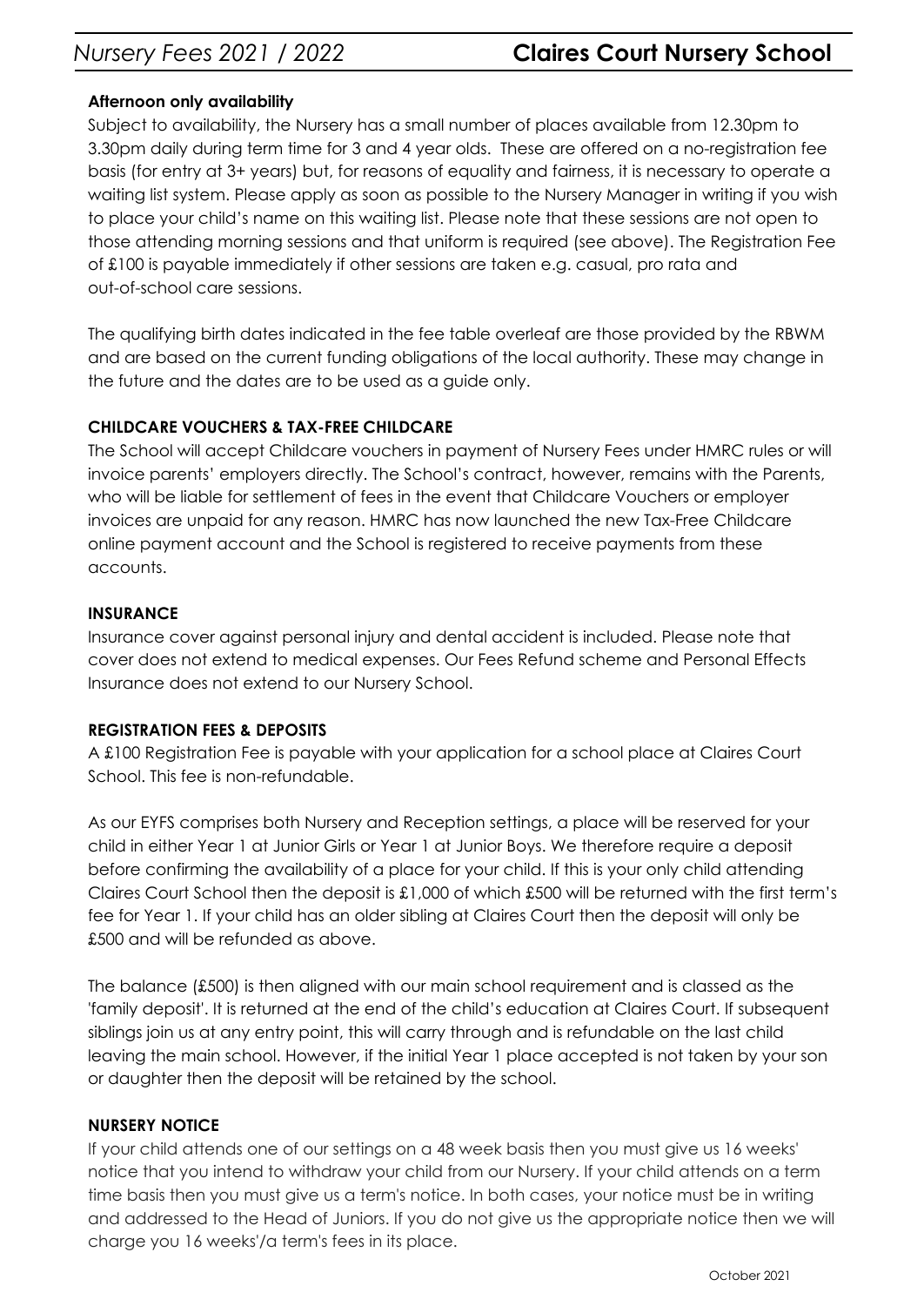#### **Afternoon only availability**

Subject to availability, the Nursery has a small number of places available from 12.30pm to 3.30pm daily during term time for 3 and 4 year olds. These are offered on a no-registration fee basis (for entry at 3+ years) but, for reasons of equality and fairness, it is necessary to operate a waiting list system. Please apply as soon as possible to the Nursery Manager in writing if you wish to place your child's name on this waiting list. Please note that these sessions are not open to those attending morning sessions and that uniform is required (see above). The Registration Fee of £100 is payable immediately if other sessions are taken e.g. casual, pro rata and out-of-school care sessions.

The qualifying birth dates indicated in the fee table overleaf are those provided by the RBWM and are based on the current funding obligations of the local authority. These may change in the future and the dates are to be used as a guide only.

#### **CHILDCARE VOUCHERS & TAX-FREE CHILDCARE**

The School will accept Childcare vouchers in payment of Nursery Fees under HMRC rules or will invoice parents' employers directly. The School's contract, however, remains with the Parents, who will be liable for settlement of fees in the event that Childcare Vouchers or employer invoices are unpaid for any reason. HMRC has now launched the new Tax-Free Childcare online payment account and the School is registered to receive payments from these accounts.

#### **INSURANCE**

Insurance cover against personal injury and dental accident is included. Please note that cover does not extend to medical expenses. Our Fees Refund scheme and Personal Effects Insurance does not extend to our Nursery School.

#### **REGISTRATION FEES & DEPOSITS**

A £100 Registration Fee is payable with your application for a school place at Claires Court School. This fee is non-refundable.

As our EYFS comprises both Nursery and Reception settings, a place will be reserved for your child in either Year 1 at Junior Girls or Year 1 at Junior Boys. We therefore require a deposit before confirming the availability of a place for your child. If this is your only child attending Claires Court School then the deposit is £1,000 of which £500 will be returned with the first term's fee for Year 1. If your child has an older sibling at Claires Court then the deposit will only be £500 and will be refunded as above.

The balance (£500) is then aligned with our main school requirement and is classed as the 'family deposit'. It is returned at the end of the child's education at Claires Court. If subsequent siblings join us at any entry point, this will carry through and is refundable on the last child leaving the main school. However, if the initial Year 1 place accepted is not taken by your son or daughter then the deposit will be retained by the school.

#### **NURSERY NOTICE**

If your child attends one of our settings on a 48 week basis then you must give us 16 weeks' notice that you intend to withdraw your child from our Nursery. If your child attends on a term time basis then you must give us a term's notice. In both cases, your notice must be in writing and addressed to the Head of Juniors. If you do not give us the appropriate notice then we will charge you 16 weeks'/a term's fees in its place.

October 2021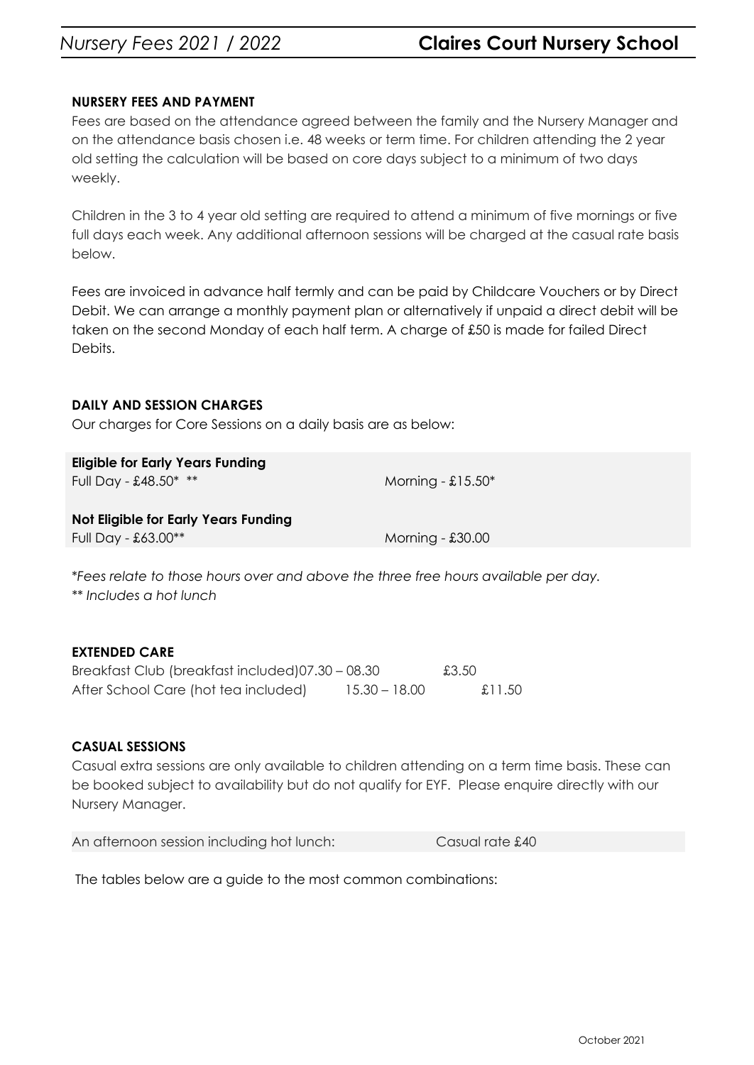## NURSERY FEES AND PAYMENT

Fees are based on the attendance agreed between the family and the Nursery Manager and on the attendance basis chosen i.e. 48 weeks or term time. For children attending the 2 year old setting the calculation will be based on core days subject to a minimum of two days weekly.

Children in the 3 to 4 year old setting are required to attend a minimum of five mornings or five full days each week. Any additional afternoon sessions will be charged at the casual rate basis below.

Fees are invoiced in advance half termly and can be paid by Childcare Vouchers or by Direct Debit. We can arrange a monthly payment plan or alternatively if unpaid a direct debit will be taken on the second Monday of each half term. A charge of £50 is made for failed Direct Debits.

## DAILY AND SESSION CHARGES

Our charges for Core Sessions on a daily basis are as below:

**Eligible for Early Years Funding**

| | |
|---|---|
| Full Day - £48.50* ** | Morning - £15.50* |

**Not Eligible for Early Years Funding**

| | |
|---|---|
| Full Day - £63.00** | Morning - £30.00 |

*\*Fees relate to those hours over and above the three free hours available per day.*
*\*\* Includes a hot lunch*

## EXTENDED CARE

| | | |
|---|---|---|
| Breakfast Club (breakfast included) | 07.30 – 08.30 | £3.50 |
| After School Care (hot tea included) | 15.30 – 18.00 | £11.50 |

## CASUAL SESSIONS

Casual extra sessions are only available to children attending on a term time basis. These can be booked subject to availability but do not qualify for EYF. Please enquire directly with our Nursery Manager.

| | |
|---|---|
| An afternoon session including hot lunch: | Casual rate £40 |

The tables below are a guide to the most common combinations: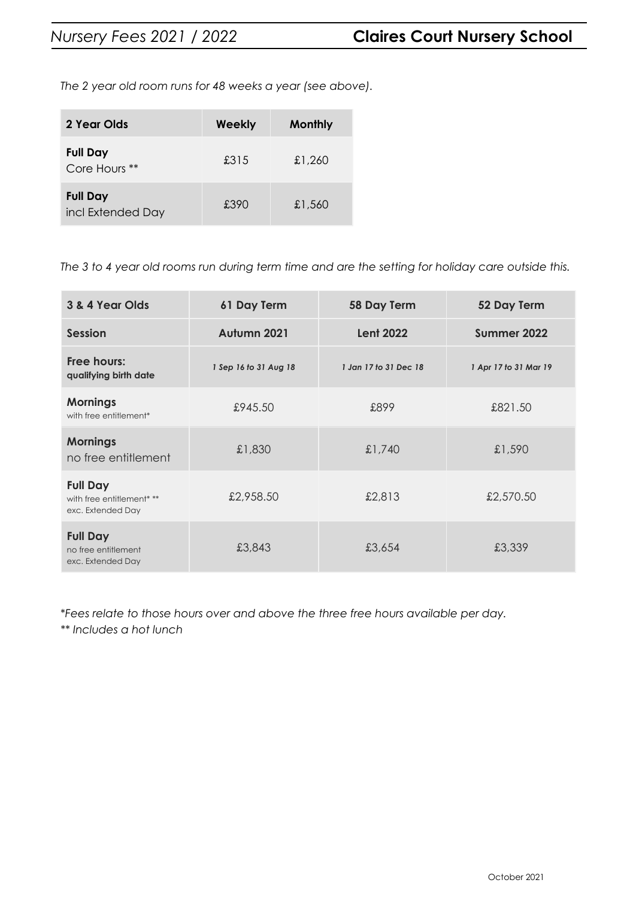*The 2 year old room runs for 48 weeks a year (see above).*

| 2 Year Olds | Weekly | Monthly |
|---|---|---|
| **Full Day** Core Hours ** | £315 | £1,260 |
| **Full Day** incl Extended Day | £390 | £1,560 |

*The 3 to 4 year old rooms run during term time and are the setting for holiday care outside this.*

| 3 & 4 Year Olds | 61 Day Term | 58 Day Term | 52 Day Term |
|---|---|---|---|
| **Session** | **Autumn 2021** | **Lent 2022** | **Summer 2022** |
| **Free hours:** **qualifying birth date** | *1 Sep 16 to 31 Aug 18* | *1 Jan 17 to 31 Dec 18* | *1 Apr 17 to 31 Mar 19* |
| **Mornings** with free entitlement* | £945.50 | £899 | £821.50 |
| **Mornings** no free entitlement | £1,830 | £1,740 | £1,590 |
| **Full Day** with free entitlement* ** exc. Extended Day | £2,958.50 | £2,813 | £2,570.50 |
| **Full Day** no free entitlement exc. Extended Day | £3,843 | £3,654 | £3,339 |

*\*Fees relate to those hours over and above the three free hours available per day.*

*\*\* Includes a hot lunch*

October 2021